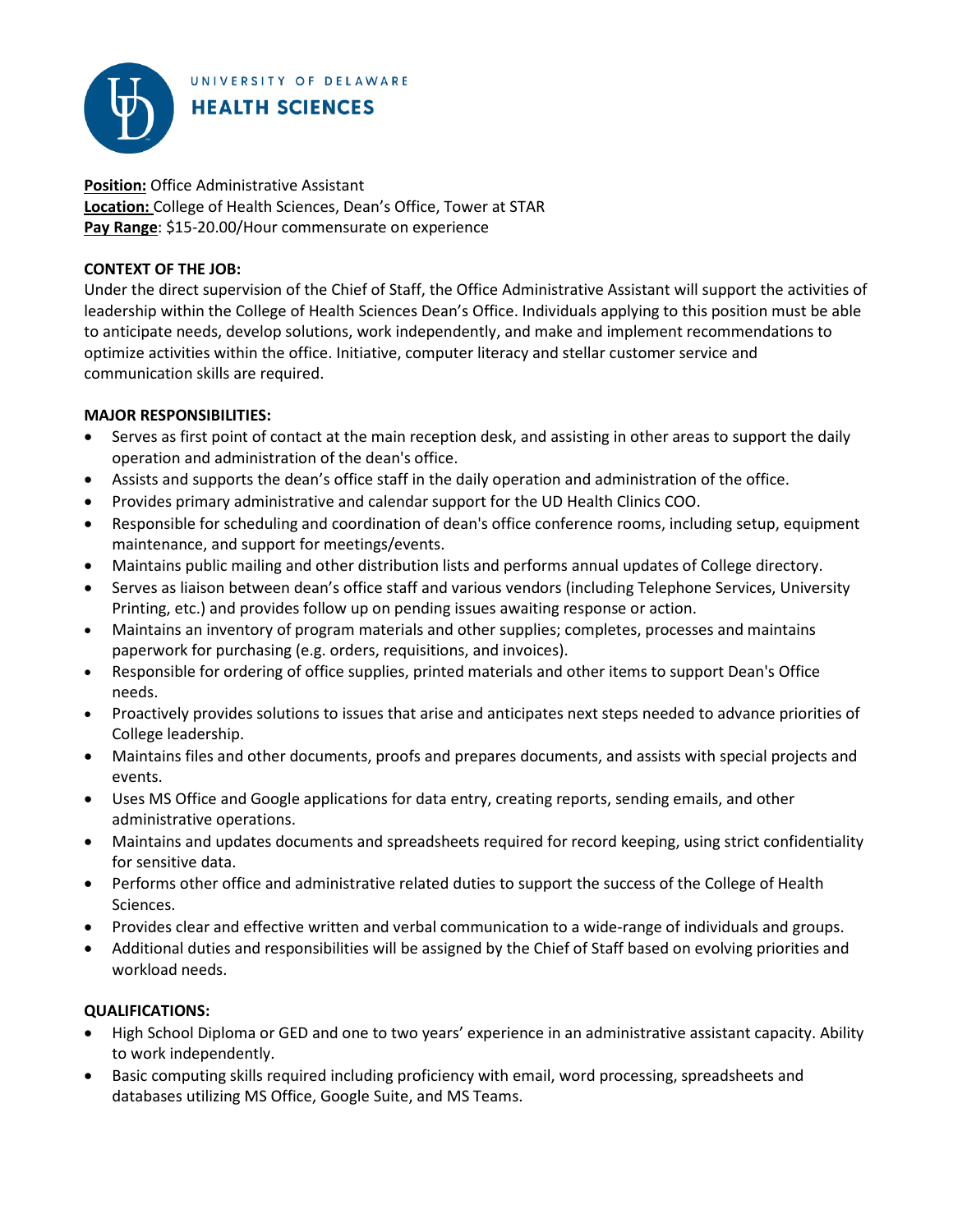UNIVERSITY OF DELAWARE
**HEALTH SCIENCES**

**Position:** Office Administrative Assistant
**Location:** College of Health Sciences, Dean's Office, Tower at STAR
**Pay Range**: $15-20.00/Hour commensurate on experience

**CONTEXT OF THE JOB:**

Under the direct supervision of the Chief of Staff, the Office Administrative Assistant will support the activities of leadership within the College of Health Sciences Dean's Office. Individuals applying to this position must be able to anticipate needs, develop solutions, work independently, and make and implement recommendations to optimize activities within the office. Initiative, computer literacy and stellar customer service and communication skills are required.

**MAJOR RESPONSIBILITIES:**

- Serves as first point of contact at the main reception desk, and assisting in other areas to support the daily operation and administration of the dean's office.
- Assists and supports the dean's office staff in the daily operation and administration of the office.
- Provides primary administrative and calendar support for the UD Health Clinics COO.
- Responsible for scheduling and coordination of dean's office conference rooms, including setup, equipment maintenance, and support for meetings/events.
- Maintains public mailing and other distribution lists and performs annual updates of College directory.
- Serves as liaison between dean's office staff and various vendors (including Telephone Services, University Printing, etc.) and provides follow up on pending issues awaiting response or action.
- Maintains an inventory of program materials and other supplies; completes, processes and maintains paperwork for purchasing (e.g. orders, requisitions, and invoices).
- Responsible for ordering of office supplies, printed materials and other items to support Dean's Office needs.
- Proactively provides solutions to issues that arise and anticipates next steps needed to advance priorities of College leadership.
- Maintains files and other documents, proofs and prepares documents, and assists with special projects and events.
- Uses MS Office and Google applications for data entry, creating reports, sending emails, and other administrative operations.
- Maintains and updates documents and spreadsheets required for record keeping, using strict confidentiality for sensitive data.
- Performs other office and administrative related duties to support the success of the College of Health Sciences.
- Provides clear and effective written and verbal communication to a wide-range of individuals and groups.
- Additional duties and responsibilities will be assigned by the Chief of Staff based on evolving priorities and workload needs.

**QUALIFICATIONS:**

- High School Diploma or GED and one to two years' experience in an administrative assistant capacity. Ability to work independently.
- Basic computing skills required including proficiency with email, word processing, spreadsheets and databases utilizing MS Office, Google Suite, and MS Teams.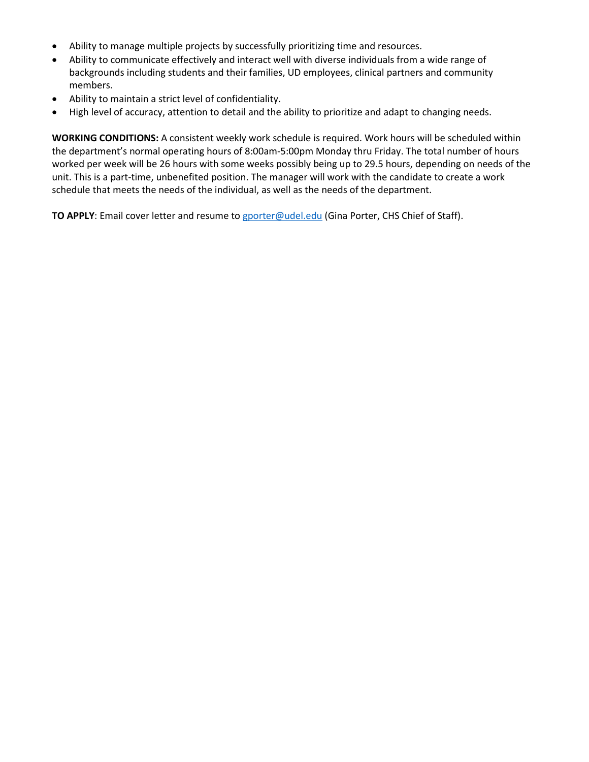- Ability to manage multiple projects by successfully prioritizing time and resources.
- Ability to communicate effectively and interact well with diverse individuals from a wide range of backgrounds including students and their families, UD employees, clinical partners and community members.
- Ability to maintain a strict level of confidentiality.
- High level of accuracy, attention to detail and the ability to prioritize and adapt to changing needs.

**WORKING CONDITIONS:** A consistent weekly work schedule is required. Work hours will be scheduled within the department's normal operating hours of 8:00am-5:00pm Monday thru Friday. The total number of hours worked per week will be 26 hours with some weeks possibly being up to 29.5 hours, depending on needs of the unit. This is a part-time, unbenefited position. The manager will work with the candidate to create a work schedule that meets the needs of the individual, as well as the needs of the department.

**TO APPLY**: Email cover letter and resume to gporter@udel.edu (Gina Porter, CHS Chief of Staff).